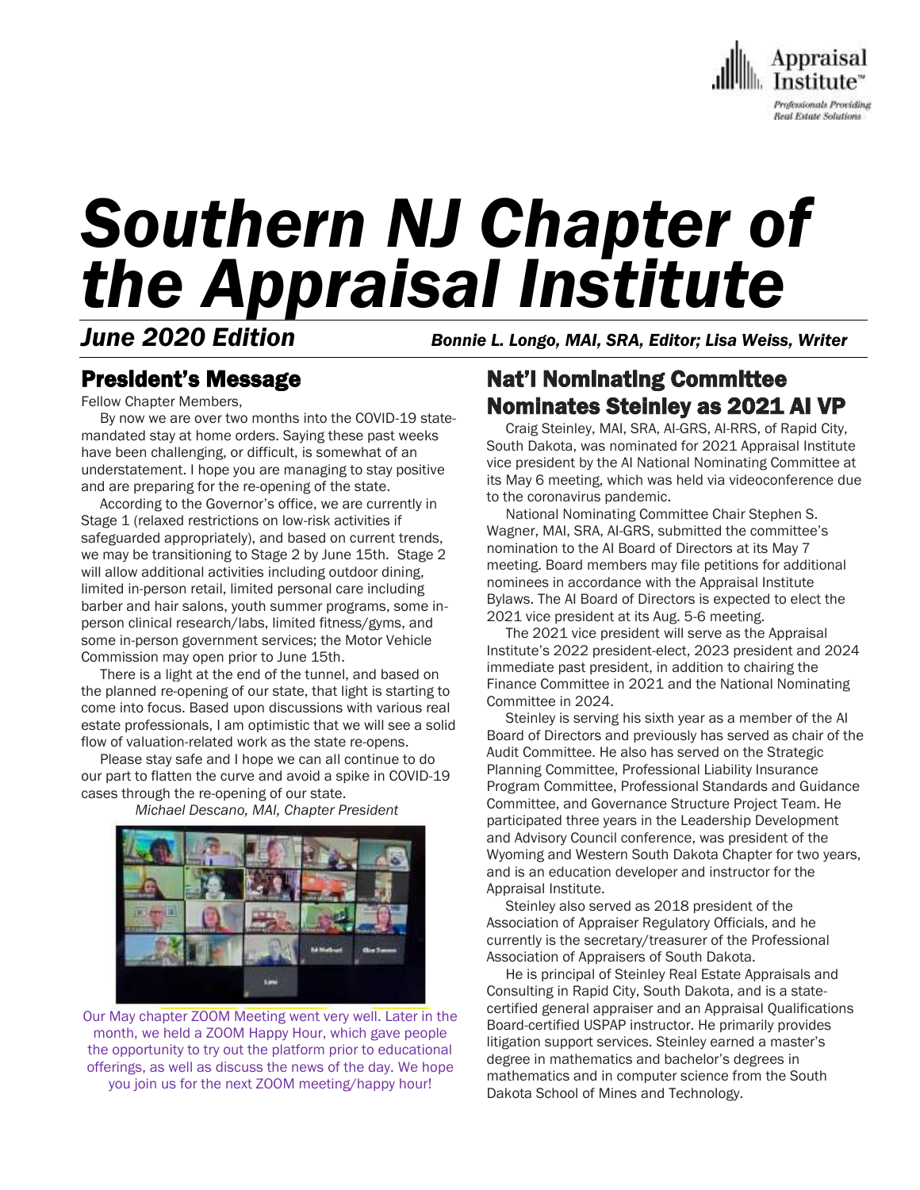Appraisal Institute™

*Professionals Providing Real Estate Solutions*

# *Southern NJ Chapter of the Appraisal Institute*

***June 2020 Edition*** *Bonnie L. Longo, MAI, SRA, Editor; Lisa Weiss, Writer*

## President's Message

Fellow Chapter Members,

By now we are over two months into the COVID-19 state-mandated stay at home orders. Saying these past weeks have been challenging, or difficult, is somewhat of an understatement. I hope you are managing to stay positive and are preparing for the re-opening of the state.

According to the Governor's office, we are currently in Stage 1 (relaxed restrictions on low-risk activities if safeguarded appropriately), and based on current trends, we may be transitioning to Stage 2 by June 15th. Stage 2 will allow additional activities including outdoor dining, limited in-person retail, limited personal care including barber and hair salons, youth summer programs, some in-person clinical research/labs, limited fitness/gyms, and some in-person government services; the Motor Vehicle Commission may open prior to June 15th.

There is a light at the end of the tunnel, and based on the planned re-opening of our state, that light is starting to come into focus. Based upon discussions with various real estate professionals, I am optimistic that we will see a solid flow of valuation-related work as the state re-opens.

Please stay safe and I hope we can all continue to do our part to flatten the curve and avoid a spike in COVID-19 cases through the re-opening of our state.

*Michael Descano, MAI, Chapter President*

Our May chapter ZOOM Meeting went very well. Later in the month, we held a ZOOM Happy Hour, which gave people the opportunity to try out the platform prior to educational offerings, as well as discuss the news of the day. We hope you join us for the next ZOOM meeting/happy hour!

## Nat'l Nominating Committee Nominates Steinley as 2021 AI VP

Craig Steinley, MAI, SRA, AI-GRS, AI-RRS, of Rapid City, South Dakota, was nominated for 2021 Appraisal Institute vice president by the AI National Nominating Committee at its May 6 meeting, which was held via videoconference due to the coronavirus pandemic.

National Nominating Committee Chair Stephen S. Wagner, MAI, SRA, AI-GRS, submitted the committee's nomination to the AI Board of Directors at its May 7 meeting. Board members may file petitions for additional nominees in accordance with the Appraisal Institute Bylaws. The AI Board of Directors is expected to elect the 2021 vice president at its Aug. 5-6 meeting.

The 2021 vice president will serve as the Appraisal Institute's 2022 president-elect, 2023 president and 2024 immediate past president, in addition to chairing the Finance Committee in 2021 and the National Nominating Committee in 2024.

Steinley is serving his sixth year as a member of the AI Board of Directors and previously has served as chair of the Audit Committee. He also has served on the Strategic Planning Committee, Professional Liability Insurance Program Committee, Professional Standards and Guidance Committee, and Governance Structure Project Team. He participated three years in the Leadership Development and Advisory Council conference, was president of the Wyoming and Western South Dakota Chapter for two years, and is an education developer and instructor for the Appraisal Institute.

Steinley also served as 2018 president of the Association of Appraiser Regulatory Officials, and he currently is the secretary/treasurer of the Professional Association of Appraisers of South Dakota.

He is principal of Steinley Real Estate Appraisals and Consulting in Rapid City, South Dakota, and is a state-certified general appraiser and an Appraisal Qualifications Board-certified USPAP instructor. He primarily provides litigation support services. Steinley earned a master's degree in mathematics and bachelor's degrees in mathematics and in computer science from the South Dakota School of Mines and Technology.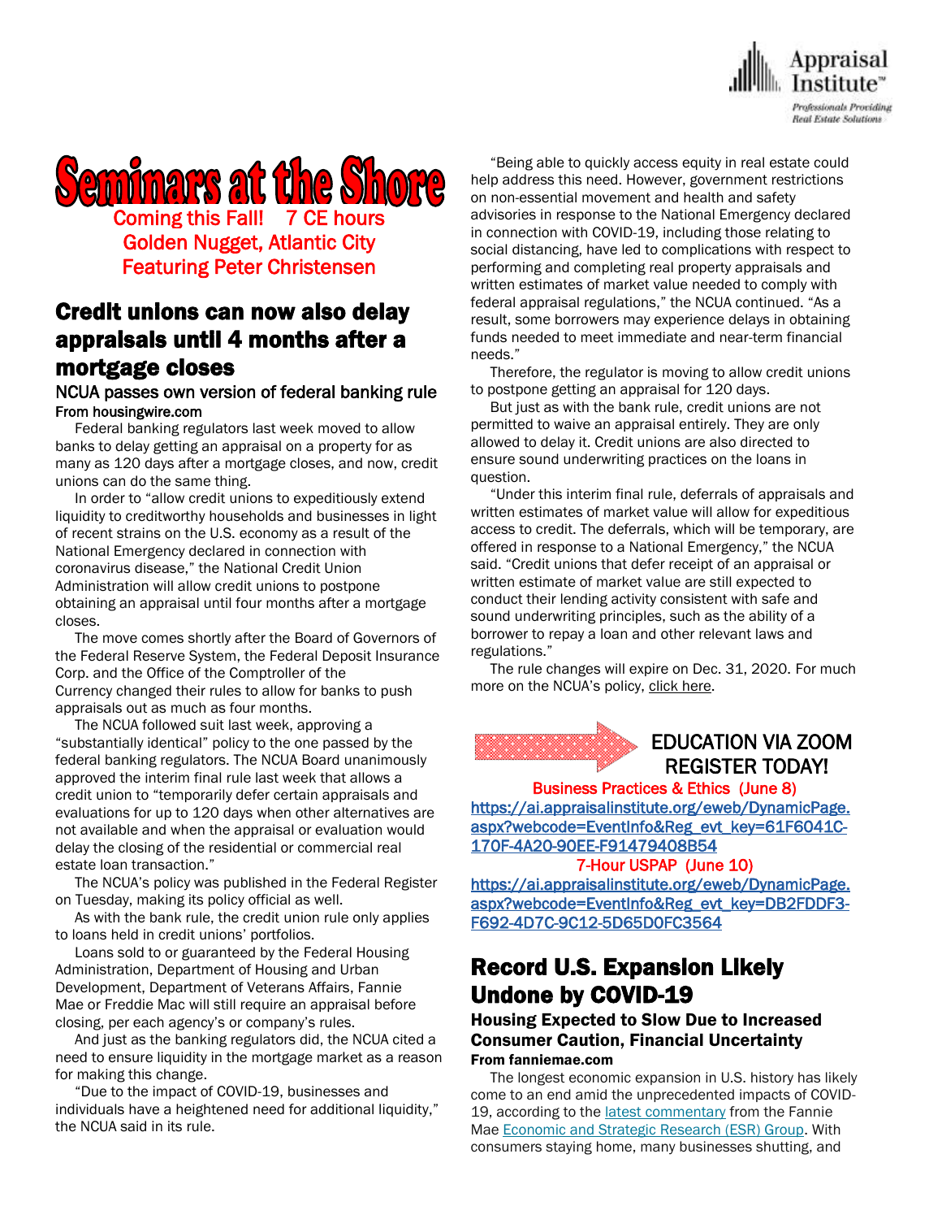# Seminars at the Shore

Coming this Fall! 7 CE hours
Golden Nugget, Atlantic City
Featuring Peter Christensen

## Credit unions can now also delay appraisals until 4 months after a mortgage closes

### NCUA passes own version of federal banking rule

**From housingwire.com**

Federal banking regulators last week moved to allow banks to delay getting an appraisal on a property for as many as 120 days after a mortgage closes, and now, credit unions can do the same thing.

In order to "allow credit unions to expeditiously extend liquidity to creditworthy households and businesses in light of recent strains on the U.S. economy as a result of the National Emergency declared in connection with coronavirus disease," the National Credit Union Administration will allow credit unions to postpone obtaining an appraisal until four months after a mortgage closes.

The move comes shortly after the Board of Governors of the Federal Reserve System, the Federal Deposit Insurance Corp. and the Office of the Comptroller of the Currency changed their rules to allow for banks to push appraisals out as much as four months.

The NCUA followed suit last week, approving a "substantially identical" policy to the one passed by the federal banking regulators. The NCUA Board unanimously approved the interim final rule last week that allows a credit union to "temporarily defer certain appraisals and evaluations for up to 120 days when other alternatives are not available and when the appraisal or evaluation would delay the closing of the residential or commercial real estate loan transaction."

The NCUA's policy was published in the Federal Register on Tuesday, making its policy official as well.

As with the bank rule, the credit union rule only applies to loans held in credit unions' portfolios.

Loans sold to or guaranteed by the Federal Housing Administration, Department of Housing and Urban Development, Department of Veterans Affairs, Fannie Mae or Freddie Mac will still require an appraisal before closing, per each agency's or company's rules.

And just as the banking regulators did, the NCUA cited a need to ensure liquidity in the mortgage market as a reason for making this change.

"Due to the impact of COVID-19, businesses and individuals have a heightened need for additional liquidity," the NCUA said in its rule.

"Being able to quickly access equity in real estate could help address this need. However, government restrictions on non-essential movement and health and safety advisories in response to the National Emergency declared in connection with COVID-19, including those relating to social distancing, have led to complications with respect to performing and completing real property appraisals and written estimates of market value needed to comply with federal appraisal regulations," the NCUA continued. "As a result, some borrowers may experience delays in obtaining funds needed to meet immediate and near-term financial needs."

Therefore, the regulator is moving to allow credit unions to postpone getting an appraisal for 120 days.

But just as with the bank rule, credit unions are not permitted to waive an appraisal entirely. They are only allowed to delay it. Credit unions are also directed to ensure sound underwriting practices on the loans in question.

"Under this interim final rule, deferrals of appraisals and written estimates of market value will allow for expeditious access to credit. The deferrals, which will be temporary, are offered in response to a National Emergency," the NCUA said. "Credit unions that defer receipt of an appraisal or written estimate of market value are still expected to conduct their lending activity consistent with safe and sound underwriting principles, such as the ability of a borrower to repay a loan and other relevant laws and regulations."

The rule changes will expire on Dec. 31, 2020. For much more on the NCUA's policy, click here.

## EDUCATION VIA ZOOM REGISTER TODAY!

Business Practices & Ethics (June 8)
https://ai.appraisalinstitute.org/eweb/DynamicPage.aspx?webcode=EventInfo&Reg_evt_key=61F6041C-170F-4A20-90EE-F91479408B54

7-Hour USPAP (June 10)
https://ai.appraisalinstitute.org/eweb/DynamicPage.aspx?webcode=EventInfo&Reg_evt_key=DB2FDDF3-F692-4D7C-9C12-5D65D0FC3564

## Record U.S. Expansion Likely Undone by COVID-19

### Housing Expected to Slow Due to Increased Consumer Caution, Financial Uncertainty

**From fanniemae.com**

The longest economic expansion in U.S. history has likely come to an end amid the unprecedented impacts of COVID-19, according to the latest commentary from the Fannie Mae Economic and Strategic Research (ESR) Group. With consumers staying home, many businesses shutting, and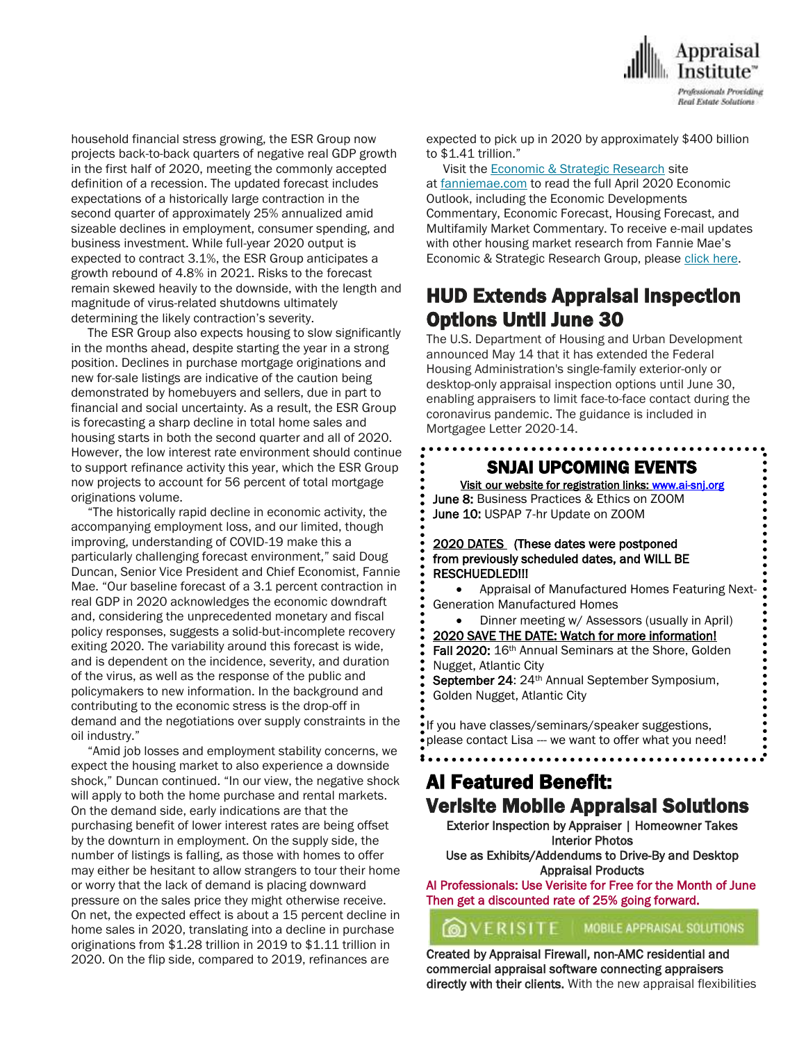household financial stress growing, the ESR Group now projects back-to-back quarters of negative real GDP growth in the first half of 2020, meeting the commonly accepted definition of a recession. The updated forecast includes expectations of a historically large contraction in the second quarter of approximately 25% annualized amid sizeable declines in employment, consumer spending, and business investment. While full-year 2020 output is expected to contract 3.1%, the ESR Group anticipates a growth rebound of 4.8% in 2021. Risks to the forecast remain skewed heavily to the downside, with the length and magnitude of virus-related shutdowns ultimately determining the likely contraction's severity.

The ESR Group also expects housing to slow significantly in the months ahead, despite starting the year in a strong position. Declines in purchase mortgage originations and new for-sale listings are indicative of the caution being demonstrated by homebuyers and sellers, due in part to financial and social uncertainty. As a result, the ESR Group is forecasting a sharp decline in total home sales and housing starts in both the second quarter and all of 2020. However, the low interest rate environment should continue to support refinance activity this year, which the ESR Group now projects to account for 56 percent of total mortgage originations volume.

"The historically rapid decline in economic activity, the accompanying employment loss, and our limited, though improving, understanding of COVID-19 make this a particularly challenging forecast environment," said Doug Duncan, Senior Vice President and Chief Economist, Fannie Mae. "Our baseline forecast of a 3.1 percent contraction in real GDP in 2020 acknowledges the economic downdraft and, considering the unprecedented monetary and fiscal policy responses, suggests a solid-but-incomplete recovery exiting 2020. The variability around this forecast is wide, and is dependent on the incidence, severity, and duration of the virus, as well as the response of the public and policymakers to new information. In the background and contributing to the economic stress is the drop-off in demand and the negotiations over supply constraints in the oil industry."

"Amid job losses and employment stability concerns, we expect the housing market to also experience a downside shock," Duncan continued. "In our view, the negative shock will apply to both the home purchase and rental markets. On the demand side, early indications are that the purchasing benefit of lower interest rates are being offset by the downturn in employment. On the supply side, the number of listings is falling, as those with homes to offer may either be hesitant to allow strangers to tour their home or worry that the lack of demand is placing downward pressure on the sales price they might otherwise receive. On net, the expected effect is about a 15 percent decline in home sales in 2020, translating into a decline in purchase originations from $1.28 trillion in 2019 to $1.11 trillion in 2020. On the flip side, compared to 2019, refinances are expected to pick up in 2020 by approximately $400 billion to $1.41 trillion."

Visit the Economic & Strategic Research site at fanniemae.com to read the full April 2020 Economic Outlook, including the Economic Developments Commentary, Economic Forecast, Housing Forecast, and Multifamily Market Commentary. To receive e-mail updates with other housing market research from Fannie Mae's Economic & Strategic Research Group, please click here.

## HUD Extends Appraisal Inspection Options Until June 30

The U.S. Department of Housing and Urban Development announced May 14 that it has extended the Federal Housing Administration's single-family exterior-only or desktop-only appraisal inspection options until June 30, enabling appraisers to limit face-to-face contact during the coronavirus pandemic. The guidance is included in Mortgagee Letter 2020-14.

### SNJAI UPCOMING EVENTS

Visit our website for registration links: www.ai-snj.org

**June 8:** Business Practices & Ethics on ZOOM
**June 10:** USPAP 7-hr Update on ZOOM

2020 DATES (These dates were postponed from previously scheduled dates, and WILL BE RESCHEDULED!!!

- Appraisal of Manufactured Homes Featuring Next-Generation Manufactured Homes
- Dinner meeting w/ Assessors (usually in April)

2020 SAVE THE DATE: Watch for more information!

**Fall 2020:** 16th Annual Seminars at the Shore, Golden Nugget, Atlantic City
**September 24**: 24th Annual September Symposium, Golden Nugget, Atlantic City

If you have classes/seminars/speaker suggestions, please contact Lisa --- we want to offer what you need!

## AI Featured Benefit: Verisite Mobile Appraisal Solutions

Exterior Inspection by Appraiser | Homeowner Takes Interior Photos
Use as Exhibits/Addendums to Drive-By and Desktop Appraisal Products

AI Professionals: Use Verisite for Free for the Month of June Then get a discounted rate of 25% going forward.

VERISITE | MOBILE APPRAISAL SOLUTIONS

**Created by Appraisal Firewall, non-AMC residential and commercial appraisal software connecting appraisers directly with their clients.** With the new appraisal flexibilities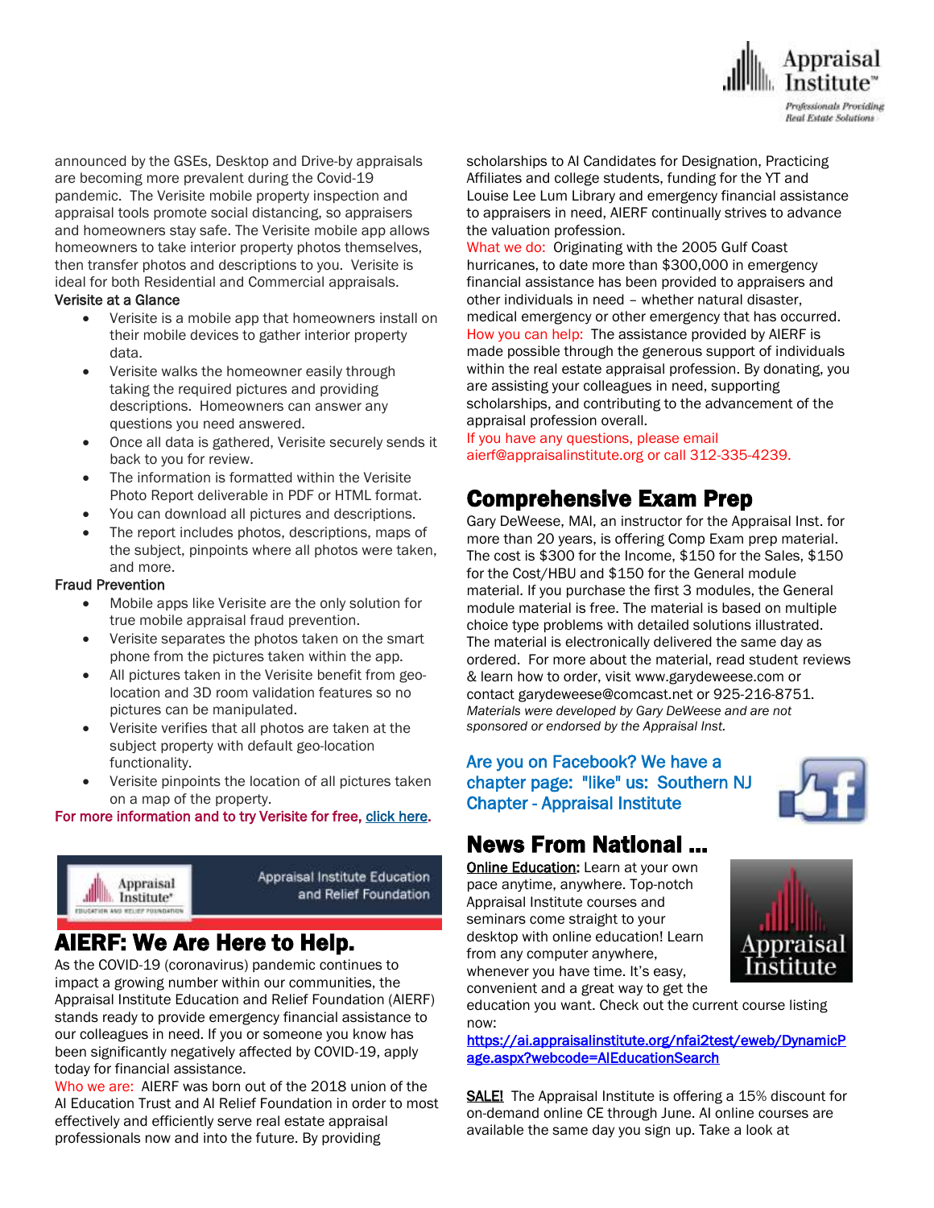announced by the GSEs, Desktop and Drive-by appraisals are becoming more prevalent during the Covid-19 pandemic. The Verisite mobile property inspection and appraisal tools promote social distancing, so appraisers and homeowners stay safe. The Verisite mobile app allows homeowners to take interior property photos themselves, then transfer photos and descriptions to you. Verisite is ideal for both Residential and Commercial appraisals.

**Verisite at a Glance**

- Verisite is a mobile app that homeowners install on their mobile devices to gather interior property data.
- Verisite walks the homeowner easily through taking the required pictures and providing descriptions. Homeowners can answer any questions you need answered.
- Once all data is gathered, Verisite securely sends it back to you for review.
- The information is formatted within the Verisite Photo Report deliverable in PDF or HTML format.
- You can download all pictures and descriptions.
- The report includes photos, descriptions, maps of the subject, pinpoints where all photos were taken, and more.

**Fraud Prevention**

- Mobile apps like Verisite are the only solution for true mobile appraisal fraud prevention.
- Verisite separates the photos taken on the smart phone from the pictures taken within the app.
- All pictures taken in the Verisite benefit from geo-location and 3D room validation features so no pictures can be manipulated.
- Verisite verifies that all photos are taken at the subject property with default geo-location functionality.
- Verisite pinpoints the location of all pictures taken on a map of the property.

For more information and to try Verisite for free, click here.

Appraisal Institute Education and Relief Foundation

# AIERF: We Are Here to Help.

As the COVID-19 (coronavirus) pandemic continues to impact a growing number within our communities, the Appraisal Institute Education and Relief Foundation (AIERF) stands ready to provide emergency financial assistance to our colleagues in need. If you or someone you know has been significantly negatively affected by COVID-19, apply today for financial assistance.

Who we are: AIERF was born out of the 2018 union of the AI Education Trust and AI Relief Foundation in order to most effectively and efficiently serve real estate appraisal professionals now and into the future. By providing scholarships to AI Candidates for Designation, Practicing Affiliates and college students, funding for the YT and Louise Lee Lum Library and emergency financial assistance to appraisers in need, AIERF continually strives to advance the valuation profession.

What we do: Originating with the 2005 Gulf Coast hurricanes, to date more than $300,000 in emergency financial assistance has been provided to appraisers and other individuals in need – whether natural disaster, medical emergency or other emergency that has occurred.

How you can help: The assistance provided by AIERF is made possible through the generous support of individuals within the real estate appraisal profession. By donating, you are assisting your colleagues in need, supporting scholarships, and contributing to the advancement of the appraisal profession overall.

If you have any questions, please email aierf@appraisalinstitute.org or call 312-335-4239.

# Comprehensive Exam Prep

Gary DeWeese, MAI, an instructor for the Appraisal Inst. for more than 20 years, is offering Comp Exam prep material. The cost is $300 for the Income, $150 for the Sales, $150 for the Cost/HBU and $150 for the General module material. If you purchase the first 3 modules, the General module material is free. The material is based on multiple choice type problems with detailed solutions illustrated. The material is electronically delivered the same day as ordered. For more about the material, read student reviews & learn how to order, visit www.garydeweese.com or contact garydeweese@comcast.net or 925-216-8751.

*Materials were developed by Gary DeWeese and are not sponsored or endorsed by the Appraisal Inst.*

## Are you on Facebook? We have a chapter page: "like" us: Southern NJ Chapter - Appraisal Institute

# News From National ...

**Online Education:** Learn at your own pace anytime, anywhere. Top-notch Appraisal Institute courses and seminars come straight to your desktop with online education! Learn from any computer anywhere, whenever you have time. It's easy, convenient and a great way to get the education you want. Check out the current course listing now:

https://ai.appraisalinstitute.org/nfai2test/eweb/DynamicPage.aspx?webcode=AIEducationSearch

**SALE!** The Appraisal Institute is offering a 15% discount for on-demand online CE through June. AI online courses are available the same day you sign up. Take a look at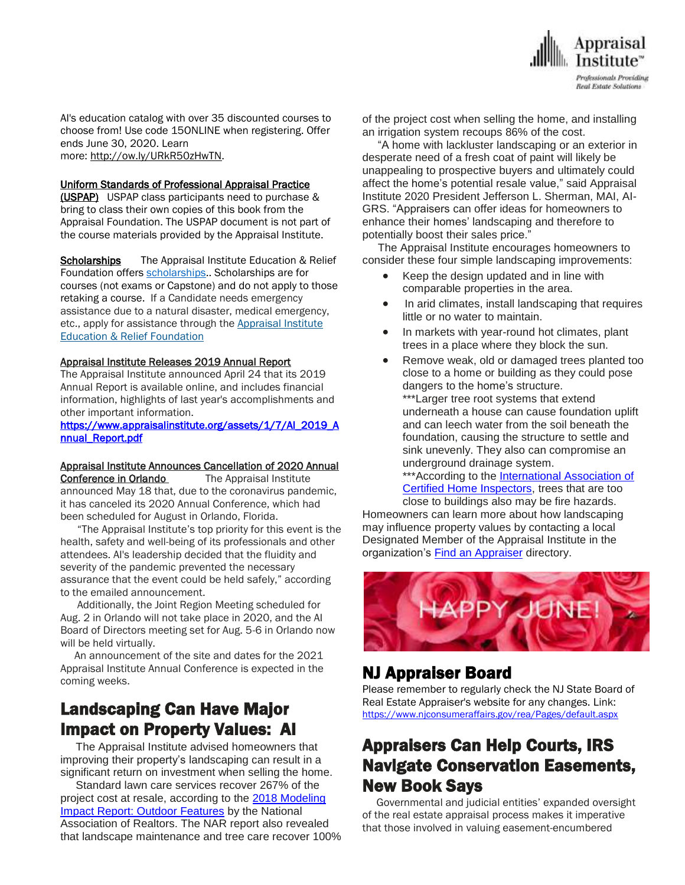AI's education catalog with over 35 discounted courses to choose from! Use code 15ONLINE when registering. Offer ends June 30, 2020. Learn more: http://ow.ly/URkR50zHwTN.

**Uniform Standards of Professional Appraisal Practice (USPAP)** USPAP class participants need to purchase & bring to class their own copies of this book from the Appraisal Foundation. The USPAP document is not part of the course materials provided by the Appraisal Institute.

**Scholarships** The Appraisal Institute Education & Relief Foundation offers scholarships.. Scholarships are for courses (not exams or Capstone) and do not apply to those retaking a course. If a Candidate needs emergency assistance due to a natural disaster, medical emergency, etc., apply for assistance through the Appraisal Institute Education & Relief Foundation

**Appraisal Institute Releases 2019 Annual Report**
The Appraisal Institute announced April 24 that its 2019 Annual Report is available online, and includes financial information, highlights of last year's accomplishments and other important information.
**https://www.appraisalinstitute.org/assets/1/7/AI_2019_Annual_Report.pdf**

**Appraisal Institute Announces Cancellation of 2020 Annual Conference in Orlando** The Appraisal Institute announced May 18 that, due to the coronavirus pandemic, it has canceled its 2020 Annual Conference, which had been scheduled for August in Orlando, Florida.

"The Appraisal Institute's top priority for this event is the health, safety and well-being of its professionals and other attendees. AI's leadership decided that the fluidity and severity of the pandemic prevented the necessary assurance that the event could be held safely," according to the emailed announcement.

Additionally, the Joint Region Meeting scheduled for Aug. 2 in Orlando will not take place in 2020, and the AI Board of Directors meeting set for Aug. 5-6 in Orlando now will be held virtually.

An announcement of the site and dates for the 2021 Appraisal Institute Annual Conference is expected in the coming weeks.

## Landscaping Can Have Major Impact on Property Values: AI

The Appraisal Institute advised homeowners that improving their property's landscaping can result in a significant return on investment when selling the home.

Standard lawn care services recover 267% of the project cost at resale, according to the 2018 Modeling Impact Report: Outdoor Features by the National Association of Realtors. The NAR report also revealed that landscape maintenance and tree care recover 100% of the project cost when selling the home, and installing an irrigation system recoups 86% of the cost.

"A home with lackluster landscaping or an exterior in desperate need of a fresh coat of paint will likely be unappealing to prospective buyers and ultimately could affect the home's potential resale value," said Appraisal Institute 2020 President Jefferson L. Sherman, MAI, AI-GRS. "Appraisers can offer ideas for homeowners to enhance their homes' landscaping and therefore to potentially boost their sales price."

The Appraisal Institute encourages homeowners to consider these four simple landscaping improvements:

- Keep the design updated and in line with comparable properties in the area.
- In arid climates, install landscaping that requires little or no water to maintain.
- In markets with year-round hot climates, plant trees in a place where they block the sun.
- Remove weak, old or damaged trees planted too close to a home or building as they could pose dangers to the home's structure.
  ***Larger tree root systems that extend underneath a house can cause foundation uplift and can leech water from the soil beneath the foundation, causing the structure to settle and sink unevenly. They also can compromise an underground drainage system.
  ***According to the International Association of Certified Home Inspectors, trees that are too close to buildings also may be fire hazards.

Homeowners can learn more about how landscaping may influence property values by contacting a local Designated Member of the Appraisal Institute in the organization's Find an Appraiser directory.

HAPPY JUNE!

## NJ Appraiser Board

Please remember to regularly check the NJ State Board of Real Estate Appraiser's website for any changes. Link: https://www.njconsumeraffairs.gov/rea/Pages/default.aspx

## Appraisers Can Help Courts, IRS Navigate Conservation Easements, New Book Says

Governmental and judicial entities' expanded oversight of the real estate appraisal process makes it imperative that those involved in valuing easement-encumbered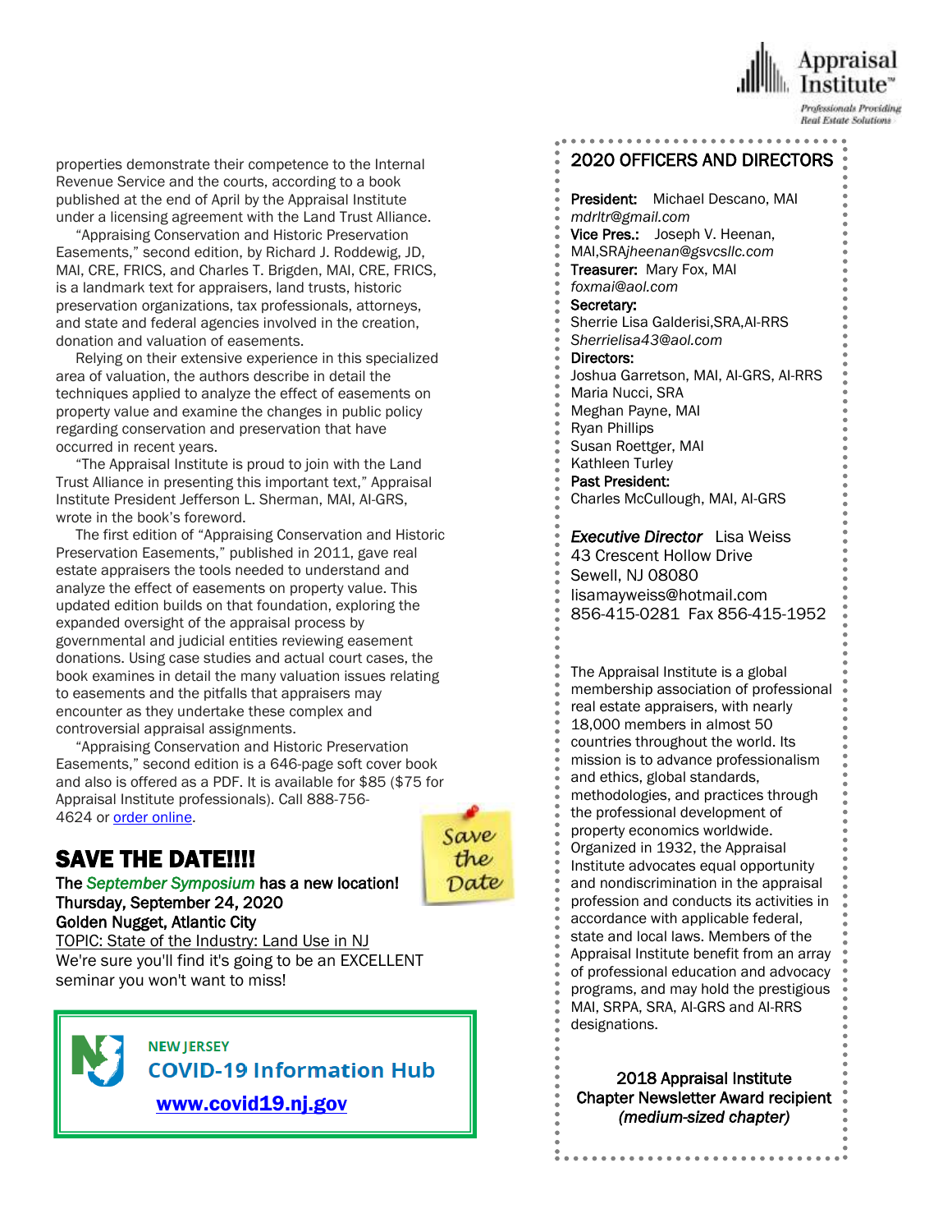properties demonstrate their competence to the Internal Revenue Service and the courts, according to a book published at the end of April by the Appraisal Institute under a licensing agreement with the Land Trust Alliance.

"Appraising Conservation and Historic Preservation Easements," second edition, by Richard J. Roddewig, JD, MAI, CRE, FRICS, and Charles T. Brigden, MAI, CRE, FRICS, is a landmark text for appraisers, land trusts, historic preservation organizations, tax professionals, attorneys, and state and federal agencies involved in the creation, donation and valuation of easements.

Relying on their extensive experience in this specialized area of valuation, the authors describe in detail the techniques applied to analyze the effect of easements on property value and examine the changes in public policy regarding conservation and preservation that have occurred in recent years.

"The Appraisal Institute is proud to join with the Land Trust Alliance in presenting this important text," Appraisal Institute President Jefferson L. Sherman, MAI, AI-GRS, wrote in the book's foreword.

The first edition of "Appraising Conservation and Historic Preservation Easements," published in 2011, gave real estate appraisers the tools needed to understand and analyze the effect of easements on property value. This updated edition builds on that foundation, exploring the expanded oversight of the appraisal process by governmental and judicial entities reviewing easement donations. Using case studies and actual court cases, the book examines in detail the many valuation issues relating to easements and the pitfalls that appraisers may encounter as they undertake these complex and controversial appraisal assignments.

"Appraising Conservation and Historic Preservation Easements," second edition is a 646-page soft cover book and also is offered as a PDF. It is available for $85 ($75 for Appraisal Institute professionals). Call 888-756-4624 or order online.

## SAVE THE DATE!!!!

Save the Date

**The *September Symposium* has a new location!**
**Thursday, September 24, 2020**
**Golden Nugget, Atlantic City**
TOPIC: State of the Industry: Land Use in NJ
We're sure you'll find it's going to be an EXCELLENT seminar you won't want to miss!

**NEW JERSEY**
**COVID-19 Information Hub**
**www.covid19.nj.gov**

Appraisal Institute™
*Professionals Providing Real Estate Solutions*

## 2020 OFFICERS AND DIRECTORS

**President:** Michael Descano, MAI
*mdrltr@gmail.com*
**Vice Pres.:** Joseph V. Heenan, MAI,SRA*jheenan@gsvcsllc.com*
**Treasurer:** Mary Fox, MAI
*foxmai@aol.com*
**Secretary:**
Sherrie Lisa Galderisi,SRA,AI-RRS
*Sherrielisa43@aol.com*
**Directors:**
Joshua Garretson, MAI, AI-GRS, AI-RRS
Maria Nucci, SRA
Meghan Payne, MAI
Ryan Phillips
Susan Roettger, MAI
Kathleen Turley
**Past President:**
Charles McCullough, MAI, AI-GRS

***Executive Director*** Lisa Weiss
43 Crescent Hollow Drive
Sewell, NJ 08080
lisamayweiss@hotmail.com
856-415-0281 Fax 856-415-1952

The Appraisal Institute is a global membership association of professional real estate appraisers, with nearly 18,000 members in almost 50 countries throughout the world. Its mission is to advance professionalism and ethics, global standards, methodologies, and practices through the professional development of property economics worldwide. Organized in 1932, the Appraisal Institute advocates equal opportunity and nondiscrimination in the appraisal profession and conducts its activities in accordance with applicable federal, state and local laws. Members of the Appraisal Institute benefit from an array of professional education and advocacy programs, and may hold the prestigious MAI, SRPA, SRA, AI-GRS and AI-RRS designations.

2018 Appraisal Institute Chapter Newsletter Award recipient *(medium-sized chapter)*